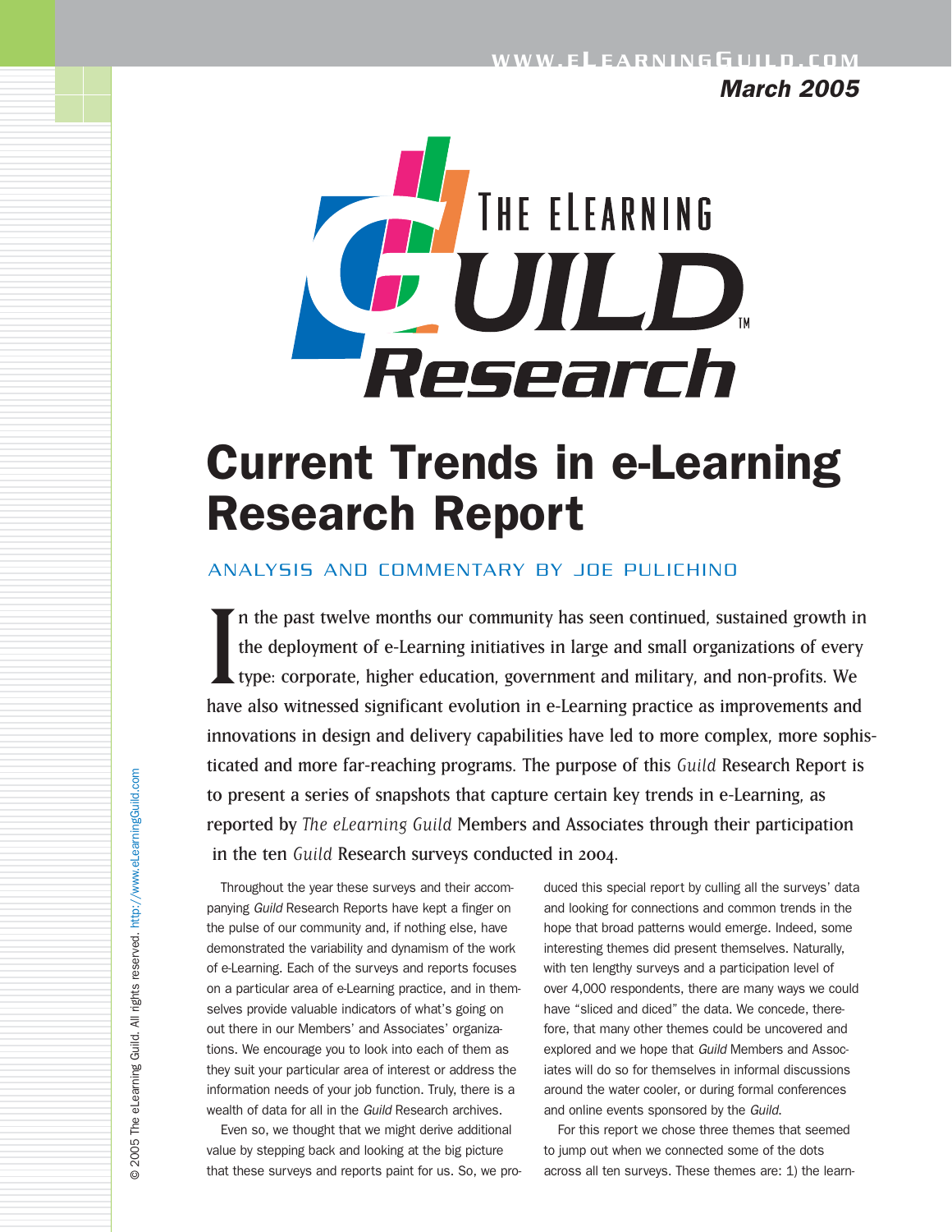March 2005

# Current Trends in e-Learning Research Report

ANALYSIS AND COMMENTARY BY JOE PULICHINO

In the past twelve months our community has seen continued, sustained growth in the deployment of e-Learning initiatives in large and small organizations of every type: corporate, higher education, government and military, and non-profits. We have also witnessed significant evolution in e-Learning practice as improvements and innovations in design and delivery capabilities have led to more complex, more sophisticated and more far-reaching programs. The purpose of this *Guild* Research Report is to present a series of snapshots that capture certain key trends in e-Learning, as reported by *The eLearning Guild* Members and Associates through their participation in the ten *Guild* Research surveys conducted in 2004.

Throughout the year these surveys and their accompanying *Guild* Research Reports have kept a finger on the pulse of our community and, if nothing else, have demonstrated the variability and dynamism of the work of e-Learning. Each of the surveys and reports focuses on a particular area of e-Learning practice, and in themselves provide valuable indicators of what's going on out there in our Members' and Associates' organizations. We encourage you to look into each of them as they suit your particular area of interest or address the information needs of your job function. Truly, there is a wealth of data for all in the *Guild* Research archives.

Even so, we thought that we might derive additional value by stepping back and looking at the big picture that these surveys and reports paint for us. So, we produced this special report by culling all the surveys' data and looking for connections and common trends in the hope that broad patterns would emerge. Indeed, some interesting themes did present themselves. Naturally, with ten lengthy surveys and a participation level of over 4,000 respondents, there are many ways we could have "sliced and diced" the data. We concede, therefore, that many other themes could be uncovered and explored and we hope that *Guild* Members and Associates will do so for themselves in informal discussions around the water cooler, or during formal conferences and online events sponsored by the *Guild*.

For this report we chose three themes that seemed to jump out when we connected some of the dots across all ten surveys. These are: 1) the learn-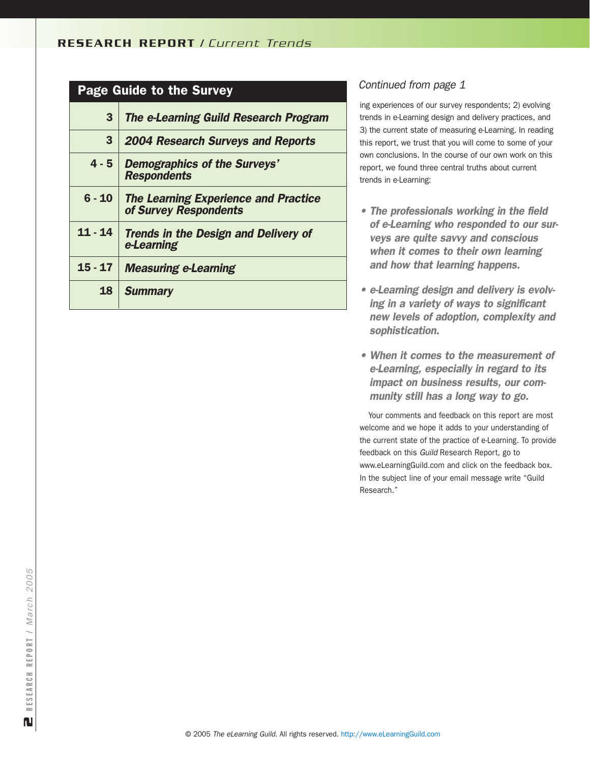## Page Guide to the Survey

| Page | Section |
|---|---|
| 3 | *The e-Learning Guild Research Program* |
| 3 | *2004 Research Surveys and Reports* |
| 4 - 5 | *Demographics of the Surveys' Respondents* |
| 6 - 10 | *The Learning Experience and Practice of Survey Respondents* |
| 11 - 14 | *Trends in the Design and Delivery of e-Learning* |
| 15 - 17 | *Measuring e-Learning* |
| 18 | *Summary* |

*Continued from page 1*

ing experiences of our survey respondents; 2) evolving trends in e-Learning design and delivery practices, and 3) the current state of measuring e-Learning. In reading this report, we trust that you will come to some of your own conclusions. In the course of our own work on this report, we found three central truths about current trends in e-Learning:

- ***The professionals working in the field of e-Learning who responded to our surveys are quite savvy and conscious when it comes to their own learning and how that learning happens.***
- ***e-Learning design and delivery is evolving in a variety of ways to significant new levels of adoption, complexity and sophistication.***
- ***When it comes to the measurement of e-Learning, especially in regard to its impact on business results, our community still has a long way to go.***

Your comments and feedback on this report are most welcome and we hope it adds to your understanding of the current state of the practice of e-Learning. To provide feedback on this *Guild* Research Report, go to www.eLearningGuild.com and click on the feedback box. In the subject line of your email message write "Guild Research."

© 2005 *The eLearning Guild*. All rights reserved. http://www.eLearningGuild.com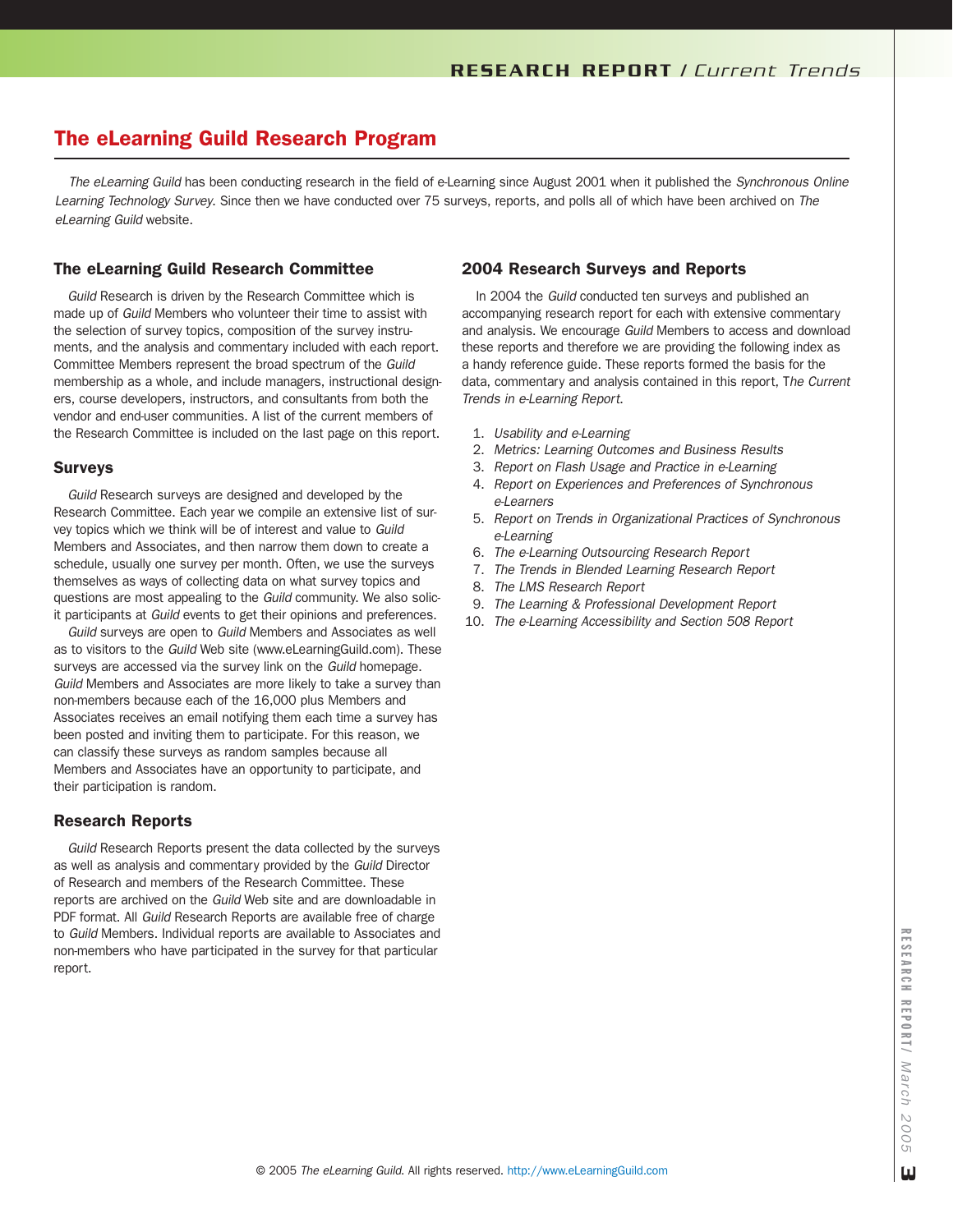# The eLearning Guild Research Program

*The eLearning Guild* has been conducting research in the field of e-Learning since August 2001 when it published the *Synchronous Online Learning Technology Survey*. Since then we have conducted over 75 surveys, reports, and polls all of which have been archived on *The eLearning Guild* website.

## The eLearning Guild Research Committee

*Guild* Research is driven by the Research Committee which is made up of *Guild* Members who volunteer their time to assist with the selection of survey topics, composition of the survey instruments, and the analysis and commentary included with each report. Committee Members represent the broad spectrum of the *Guild* membership as a whole, and include managers, instructional designers, course developers, instructors, and consultants from both the vendor and end-user communities. A list of the current members of the Research Committee is included on the last page on this report.

## Surveys

*Guild* Research surveys are designed and developed by the Research Committee. Each year we compile an extensive list of survey topics which we think will be of interest and value to *Guild* Members and Associates, and then narrow them down to create a schedule, usually one survey per month. Often, we use the surveys themselves as ways of collecting data on what survey topics and questions are most appealing to the *Guild* community. We also solicit participants at *Guild* events to get their opinions and preferences.

*Guild* surveys are open to *Guild* Members and Associates as well as to visitors to the *Guild* Web site (www.eLearningGuild.com). These surveys are accessed via the survey link on the *Guild* homepage. *Guild* Members and Associates are more likely to take a survey than non-members because each of the 16,000 plus Members and Associates receives an email notifying them each time a survey has been posted and inviting them to participate. For this reason, we can classify these surveys as random samples because all Members and Associates have an opportunity to participate, and their participation is random.

## Research Reports

*Guild* Research Reports present the data collected by the surveys as well as analysis and commentary provided by the *Guild* Director of Research and members of the Research Committee. These reports are archived on the *Guild* Web site and are downloadable in PDF format. All *Guild* Research Reports are available free of charge to *Guild* Members. Individual reports are available to Associates and non-members who have participated in the survey for that particular report.

## 2004 Research Surveys and Reports

In 2004 the *Guild* conducted ten surveys and published an accompanying research report for each with extensive commentary and analysis. We encourage *Guild* Members to access and download these reports and therefore we are providing the following index as a handy reference guide. These reports formed the basis for the data, commentary and analysis contained in this report, T*he Current Trends in e-Learning Report*.

1. *Usability and e-Learning*
2. *Metrics: Learning Outcomes and Business Results*
3. *Report on Flash Usage and Practice in e-Learning*
4. *Report on Experiences and Preferences of Synchronous e-Learners*
5. *Report on Trends in Organizational Practices of Synchronous e-Learning*
6. *The e-Learning Outsourcing Research Report*
7. *The Trends in Blended Learning Research Report*
8. *The LMS Research Report*
9. *The Learning & Professional Development Report*
10. *The e-Learning Accessibility and Section 508 Report*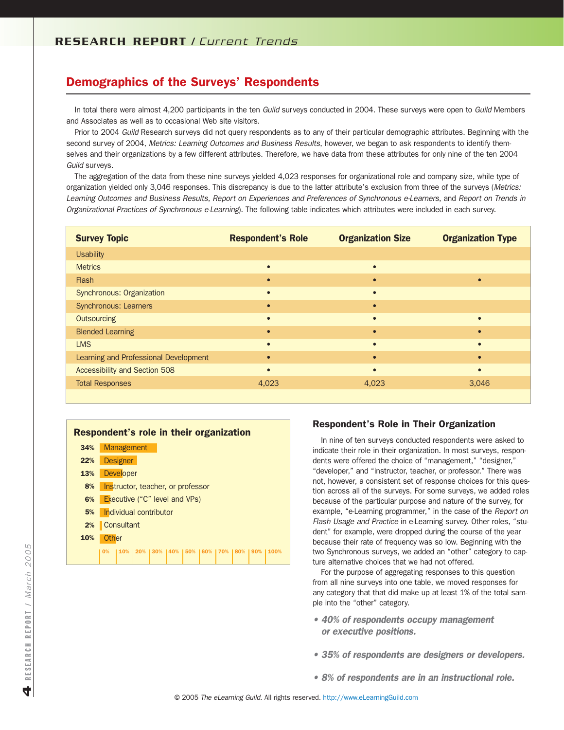## Demographics of the Surveys' Respondents

In total there were almost 4,200 participants in the ten *Guild* surveys conducted in 2004. These surveys were open to *Guild* Members and Associates as well as to occasional Web site visitors.

Prior to 2004 *Guild* Research surveys did not query respondents as to any of their particular demographic attributes. Beginning with the second survey of 2004, *Metrics: Learning Outcomes and Business Results*, however, we began to ask respondents to identify themselves and their organizations by a few different attributes. Therefore, we have data from these attributes for only nine of the ten 2004 *Guild* surveys.

The aggregation of the data from these nine surveys yielded 4,023 responses for organizational role and company size, while type of organization yielded only 3,046 responses. This discrepancy is due to the latter attribute's exclusion from three of the surveys (*Metrics: Learning Outcomes and Business Results*, *Report on Experiences and Preferences of Synchronous e-Learners*, and *Report on Trends in Organizational Practices of Synchronous e-Learning*). The following table indicates which attributes were included in each survey.

| Survey Topic | Respondent's Role | Organization Size | Organization Type |
|---|---|---|---|
| Usability | | | |
| Metrics | • | • | |
| Flash | • | • | • |
| Synchronous: Organization | • | • | |
| Synchronous: Learners | • | • | |
| Outsourcing | • | • | • |
| Blended Learning | • | • | • |
| LMS | • | • | • |
| Learning and Professional Development | • | • | • |
| Accessibility and Section 508 | • | • | • |
| Total Responses | 4,023 | 4,023 | 3,046 |

### Respondent's role in their organization

| Role | Percentage |
|---|---|
| Management | 34% |
| Designer | 22% |
| Developer | 13% |
| Instructor, teacher, or professor | 8% |
| Executive ("C" level and VPs) | 6% |
| Individual contributor | 5% |
| Consultant | 2% |
| Other | 10% |

### Respondent's Role in Their Organization

In nine of ten surveys conducted respondents were asked to indicate their role in their organization. In most surveys, respondents were offered the choice of "management," "designer," "developer," and "instructor, teacher, or professor." There was not, however, a consistent set of response choices for this question across all of the surveys. For some surveys, we added roles because of the particular purpose and nature of the survey, for example, "e-Learning programmer," in the case of the *Report on Flash Usage and Practice* in e-Learning survey. Other roles, "student" for example, were dropped during the course of the year because their rate of frequency was so low. Beginning with the two Synchronous surveys, we added an "other" category to capture alternative choices that we had not offered.

For the purpose of aggregating responses to this question from all nine surveys into one table, we moved responses for any category that that did make up at least 1% of the total sample into the "other" category.

- ***40% of respondents occupy management or executive positions.***
- ***35% of respondents are designers or developers.***
- ***8% of respondents are in an instructional role.***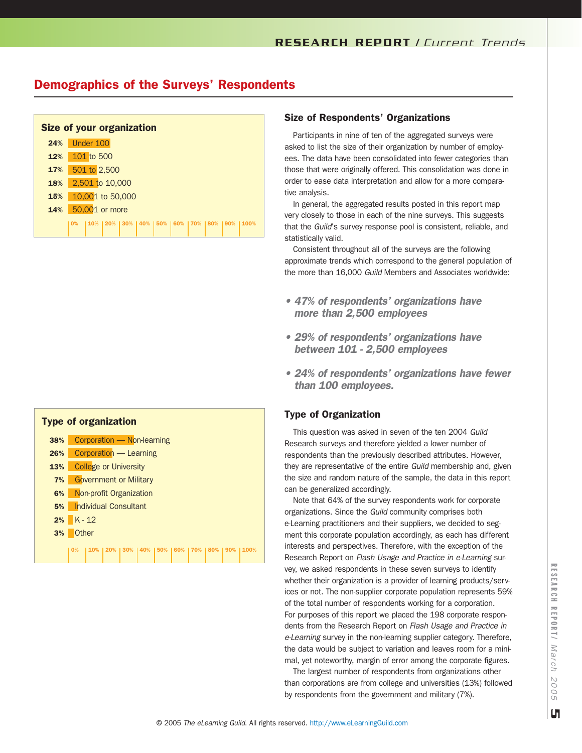## Demographics of the Surveys' Respondents

### Size of your organization

| % | Size |
|---|---|
| 24% | Under 100 |
| 12% | 101 to 500 |
| 17% | 501 to 2,500 |
| 18% | 2,501 to 10,000 |
| 15% | 10,001 to 50,000 |
| 14% | 50,001 or more |

### Size of Respondents' Organizations

Participants in nine of ten of the aggregated surveys were asked to list the size of their organization by number of employees. The data have been consolidated into fewer categories than those that were originally offered. This consolidation was done in order to ease data interpretation and allow for a more comparative analysis.

In general, the aggregated results posted in this report map very closely to those in each of the nine surveys. This suggests that the *Guild*'s survey response pool is consistent, reliable, and statistically valid.

Consistent throughout all of the surveys are the following approximate trends which correspond to the general population of the more than 16,000 *Guild* Members and Associates worldwide:

- ***47% of respondents' organizations have more than 2,500 employees***
- ***29% of respondents' organizations have between 101 - 2,500 employees***
- ***24% of respondents' organizations have fewer than 100 employees.***

### Type of organization

| % | Type |
|---|---|
| 38% | Corporation — Non-learning |
| 26% | Corporation — Learning |
| 13% | College or University |
| 7% | Government or Military |
| 6% | Non-profit Organization |
| 5% | Individual Consultant |
| 2% | K - 12 |
| 3% | Other |

### Type of Organization

This question was asked in seven of the ten 2004 *Guild* Research surveys and therefore yielded a lower number of respondents than the previously described attributes. However, they are representative of the entire *Guild* membership and, given the size and random nature of the sample, the data in this report can be generalized accordingly.

Note that 64% of the survey respondents work for corporate organizations. Since the *Guild* community comprises both e-Learning practitioners and their suppliers, we decided to segment this corporate population accordingly, as each has different interests and perspectives. Therefore, with the exception of the Research Report on *Flash Usage and Practice in e-Learning* survey, we asked respondents in these seven surveys to identify whether their organization is a provider of learning products/services or not. The non-supplier corporate population represents 59% of the total number of respondents working for a corporation. For purposes of this report we placed the 198 corporate respondents from the Research Report on *Flash Usage and Practice in e-Learning* survey in the non-learning supplier category. Therefore, the data would be subject to variation and leaves room for a minimal, yet noteworthy, margin of error among the corporate figures.

The largest number of respondents from organizations other than corporations are from college and universities (13%) followed by respondents from the government and military (7%).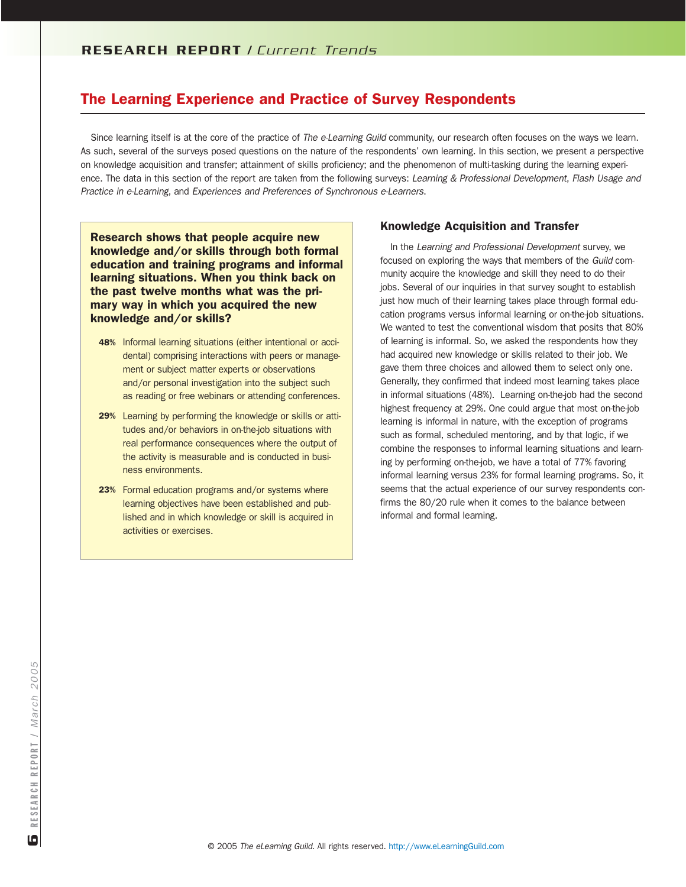## The Learning Experience and Practice of Survey Respondents

Since learning itself is at the core of the practice of *The e-Learning Guild* community, our research often focuses on the ways we learn. As such, several of the surveys posed questions on the nature of the respondents' own learning. In this section, we present a perspective on knowledge acquisition and transfer; attainment of skills proficiency; and the phenomenon of multi-tasking during the learning experience. The data in this section of the report are taken from the following surveys: *Learning & Professional Development*, *Flash Usage and Practice in e-Learning*, and *Experiences and Preferences of Synchronous e-Learners*.

**Research shows that people acquire new knowledge and/or skills through both formal education and training programs and informal learning situations. When you think back on the past twelve months what was the primary way in which you acquired the new knowledge and/or skills?**

- **48%** Informal learning situations (either intentional or accidental) comprising interactions with peers or management or subject matter experts or observations and/or personal investigation into the subject such as reading or free webinars or attending conferences.
- **29%** Learning by performing the knowledge or skills or attitudes and/or behaviors in on-the-job situations with real performance consequences where the output of the activity is measurable and is conducted in business environments.
- **23%** Formal education programs and/or systems where learning objectives have been established and published and in which knowledge or skill is acquired in activities or exercises.

### Knowledge Acquisition and Transfer

In the *Learning and Professional Development* survey, we focused on exploring the ways that members of the *Guild* community acquire the knowledge and skill they need to do their jobs. Several of our inquiries in that survey sought to establish just how much of their learning takes place through formal education programs versus informal learning or on-the-job situations. We wanted to test the conventional wisdom that posits that 80% of learning is informal. So, we asked the respondents how they had acquired new knowledge or skills related to their job. We gave them three choices and allowed them to select only one. Generally, they confirmed that indeed most learning takes place in informal situations (48%). Learning on-the-job had the second highest frequency at 29%. One could argue that most on-the-job learning is informal in nature, with the exception of programs such as formal, scheduled mentoring, and by that logic, if we combine the responses to informal learning situations and learning by performing on-the-job, we have a total of 77% favoring informal learning versus 23% for formal learning programs. So, it seems that the actual experience of our survey respondents confirms the 80/20 rule when it comes to the balance between informal and formal learning.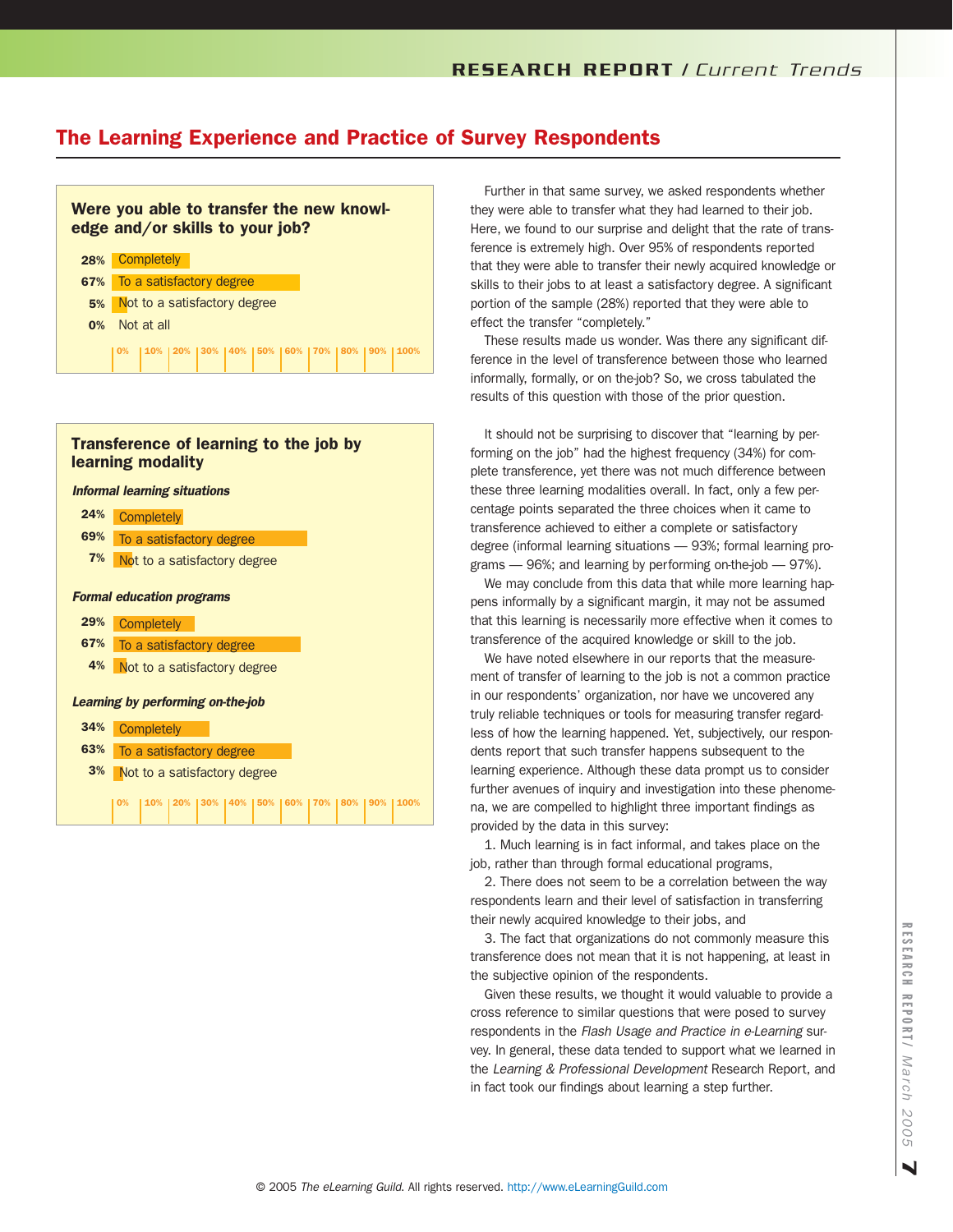## The Learning Experience and Practice of Survey Respondents

### Were you able to transfer the new knowledge and/or skills to your job?

| Response | Percentage |
|---|---|
| Completely | 28% |
| To a satisfactory degree | 67% |
| Not to a satisfactory degree | 5% |
| Not at all | 0% |

### Transference of learning to the job by learning modality

*Informal learning situations*

| Response | Percentage |
|---|---|
| Completely | 24% |
| To a satisfactory degree | 69% |
| Not to a satisfactory degree | 7% |

*Formal education programs*

| Response | Percentage |
|---|---|
| Completely | 29% |
| To a satisfactory degree | 67% |
| Not to a satisfactory degree | 4% |

*Learning by performing on-the-job*

| Response | Percentage |
|---|---|
| Completely | 34% |
| To a satisfactory degree | 63% |
| Not to a satisfactory degree | 3% |

Further in that same survey, we asked respondents whether they were able to transfer what they had learned to their job. Here, we found to our surprise and delight that the rate of transference is extremely high. Over 95% of respondents reported that they were able to transfer their newly acquired knowledge or skills to their jobs to at least a satisfactory degree. A significant portion of the sample (28%) reported that they were able to effect the transfer "completely."

These results made us wonder. Was there any significant difference in the level of transference between those who learned informally, formally, or on the-job? So, we cross tabulated the results of this question with those of the prior question.

It should not be surprising to discover that "learning by performing on the job" had the highest frequency (34%) for complete transference, yet there was not much difference between these three learning modalities overall. In fact, only a few percentage points separated the three choices when it came to transference achieved to either a complete or satisfactory degree (informal learning situations — 93%; formal learning programs — 96%; and learning by performing on-the-job — 97%).

We may conclude from this data that while more learning happens informally by a significant margin, it may not be assumed that this learning is necessarily more effective when it comes to transference of the acquired knowledge or skill to the job.

We have noted elsewhere in our reports that the measurement of transfer of learning to the job is not a common practice in our respondents' organization, nor have we uncovered any truly reliable techniques or tools for measuring transfer regardless of how the learning happened. Yet, subjectively, our respondents report that such transfer happens subsequent to the learning experience. Although these data prompt us to consider further avenues of inquiry and investigation into these phenomena, we are compelled to highlight three important findings as provided by the data in this survey:

1. Much learning is in fact informal, and takes place on the job, rather than through formal educational programs,
2. There does not seem to be a correlation between the way respondents learn and their level of satisfaction in transferring their newly acquired knowledge to their jobs, and
3. The fact that organizations do not commonly measure this transference does not mean that it is not happening, at least in the subjective opinion of the respondents.

Given these results, we thought it would valuable to provide a cross reference to similar questions that were posed to survey respondents in the *Flash Usage and Practice in e-Learning* survey. In general, these data tended to support what we learned in the *Learning & Professional Development* Research Report, and in fact took our findings about learning a step further.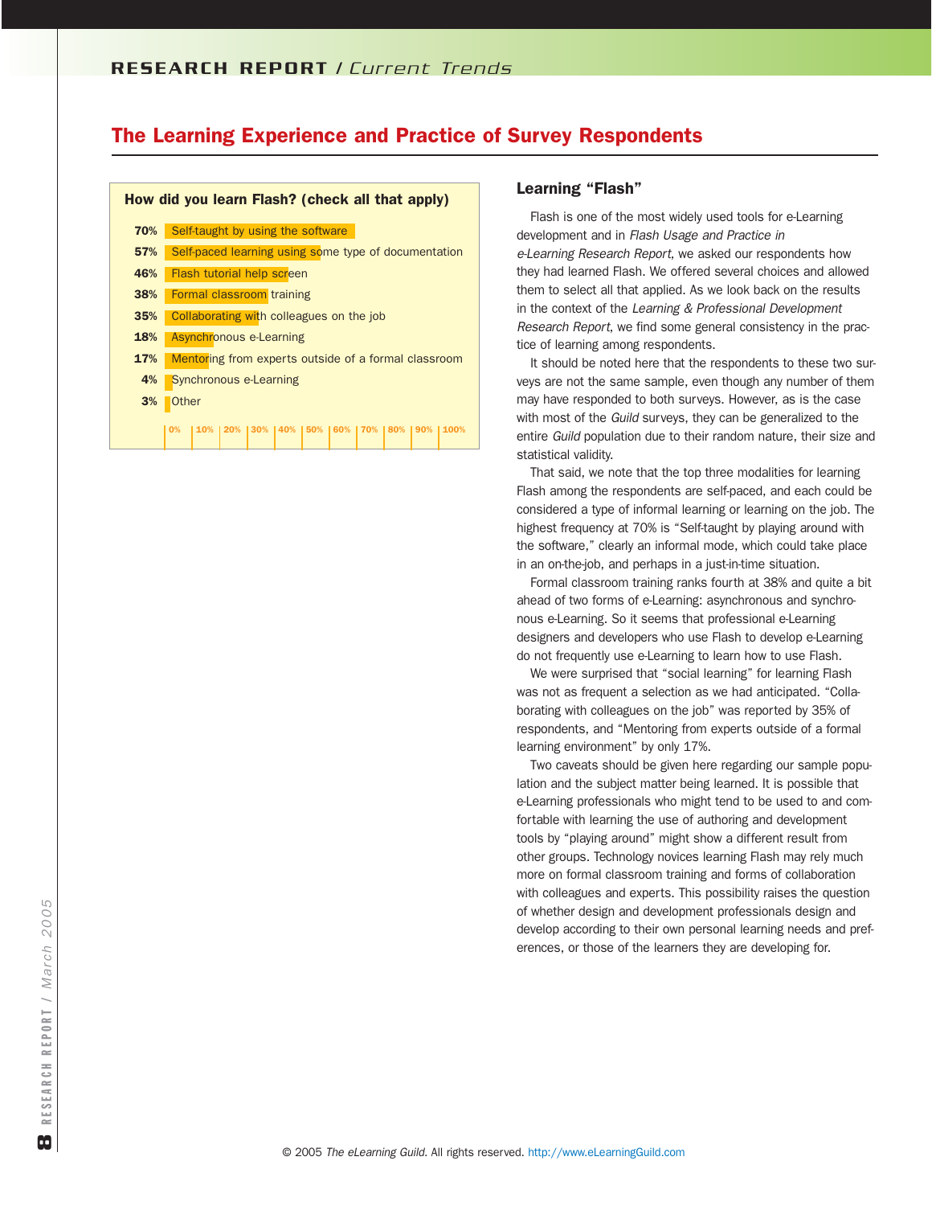## The Learning Experience and Practice of Survey Respondents

**How did you learn Flash? (check all that apply)**

| Percentage | Response |
|---|---|
| 70% | Self-taught by using the software |
| 57% | Self-paced learning using some type of documentation |
| 46% | Flash tutorial help screen |
| 38% | Formal classroom training |
| 35% | Collaborating with colleagues on the job |
| 18% | Asynchronous e-Learning |
| 17% | Mentoring from experts outside of a formal classroom |
| 4% | Synchronous e-Learning |
| 3% | Other |

### Learning "Flash"

Flash is one of the most widely used tools for e-Learning development and in *Flash Usage and Practice in e-Learning Research Report*, we asked our respondents how they had learned Flash. We offered several choices and allowed them to select all that applied. As we look back on the results in the context of the *Learning & Professional Development Research Report*, we find some general consistency in the practice of learning among respondents.

It should be noted here that the respondents to these two surveys are not the same sample, even though any number of them may have responded to both surveys. However, as is the case with most of the *Guild* surveys, they can be generalized to the entire *Guild* population due to their random nature, their size and statistical validity.

That said, we note that the top three modalities for learning Flash among the respondents are self-paced, and each could be considered a type of informal learning or learning on the job. The highest frequency at 70% is "Self-taught by playing around with the software," clearly an informal mode, which could take place in an on-the-job, and perhaps in a just-in-time situation.

Formal classroom training ranks fourth at 38% and quite a bit ahead of two forms of e-Learning: asynchronous and synchronous e-Learning. So it seems that professional e-Learning designers and developers who use Flash to develop e-Learning do not frequently use e-Learning to learn how to use Flash.

We were surprised that "social learning" for learning Flash was not as frequent a selection as we had anticipated. "Collaborating with colleagues on the job" was reported by 35% of respondents, and "Mentoring from experts outside of a formal learning environment" by only 17%.

Two caveats should be given here regarding our sample population and the subject matter being learned. It is possible that e-Learning professionals who might tend to be used to and comfortable with learning the use of authoring and development tools by "playing around" might show a different result from other groups. Technology novices learning Flash may rely much more on formal classroom training and forms of collaboration with colleagues and experts. This possibility raises the question of whether design and development professionals design and develop according to their own personal learning needs and preferences, or those of the learners they are developing for.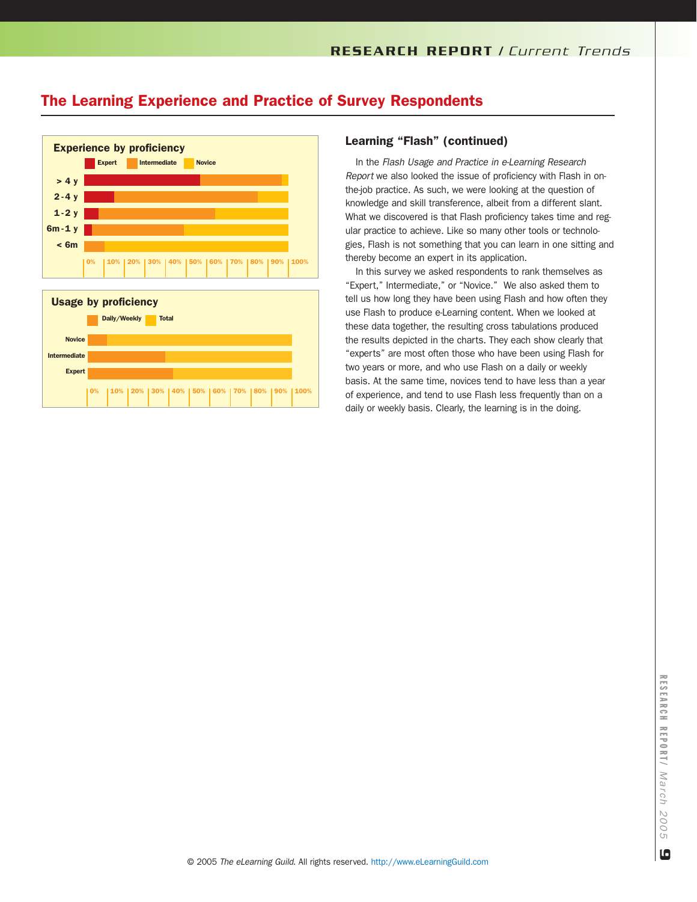## The Learning Experience and Practice of Survey Respondents

**Experience by proficiency**

Expert | Intermediate | Novice

> 4 y
2-4 y
1-2 y
6m-1 y
< 6m

0% 10% 20% 30% 40% 50% 60% 70% 80% 90% 100%

**Usage by proficiency**

Daily/Weekly | Total

Novice
Intermediate
Expert

0% 10% 20% 30% 40% 50% 60% 70% 80% 90% 100%

### Learning "Flash" (continued)

In the *Flash Usage and Practice in e-Learning Research Report* we also looked the issue of proficiency with Flash in on-the-job practice. As such, we were looking at the question of knowledge and skill transference, albeit from a different slant. What we discovered is that Flash proficiency takes time and regular practice to achieve. Like so many other tools or technologies, Flash is not something that you can learn in one sitting and thereby become an expert in its application.

In this survey we asked respondents to rank themselves as "Expert," Intermediate," or "Novice." We also asked them to tell us how long they have been using Flash and how often they use Flash to produce e-Learning content. When we looked at these data together, the resulting cross tabulations produced the results depicted in the charts. They each show clearly that "experts" are most often those who have been using Flash for two years or more, and who use Flash on a daily or weekly basis. At the same time, novices tend to have less than a year of experience, and tend to use Flash less frequently than on a daily or weekly basis. Clearly, the learning is in the doing.

© 2005 *The eLearning Guild.* All rights reserved. http://www.eLearningGuild.com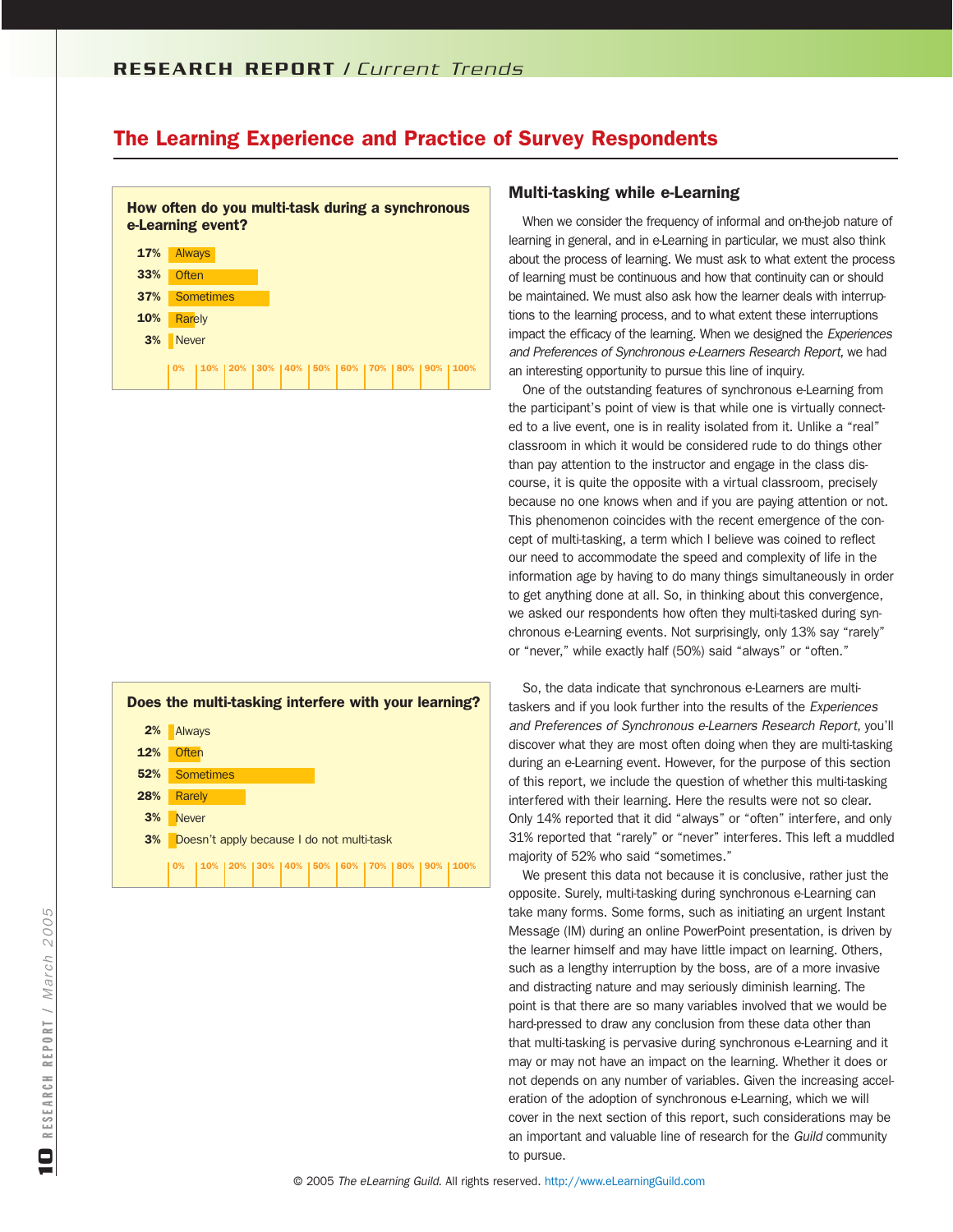## The Learning Experience and Practice of Survey Respondents

**How often do you multi-task during a synchronous e-Learning event?**

| Response | Percent |
|---|---|
| Always | 17% |
| Often | 33% |
| Sometimes | 37% |
| Rarely | 10% |
| Never | 3% |

### Multi-tasking while e-Learning

When we consider the frequency of informal and on-the-job nature of learning in general, and in e-Learning in particular, we must also think about the process of learning. We must ask to what extent the process of learning must be continuous and how that continuity can or should be maintained. We must also ask how the learner deals with interruptions to the learning process, and to what extent these interruptions impact the efficacy of the learning. When we designed the *Experiences and Preferences of Synchronous e-Learners Research Report*, we had an interesting opportunity to pursue this line of inquiry.

One of the outstanding features of synchronous e-Learning from the participant's point of view is that while one is virtually connected to a live event, one is in reality isolated from it. Unlike a "real" classroom in which it would be considered rude to do things other than pay attention to the instructor and engage in the class discourse, it is quite the opposite with a virtual classroom, precisely because no one knows when and if you are paying attention or not. This phenomenon coincides with the recent emergence of the concept of multi-tasking, a term which I believe was coined to reflect our need to accommodate the speed and complexity of life in the information age by having to do many things simultaneously in order to get anything done at all. So, in thinking about this convergence, we asked our respondents how often they multi-tasked during synchronous e-Learning events. Not surprisingly, only 13% say "rarely" or "never," while exactly half (50%) said "always" or "often."

**Does the multi-tasking interfere with your learning?**

| Response | Percent |
|---|---|
| Always | 2% |
| Often | 12% |
| Sometimes | 52% |
| Rarely | 28% |
| Never | 3% |
| Doesn't apply because I do not multi-task | 3% |

So, the data indicate that synchronous e-Learners are multi-taskers and if you look further into the results of the *Experiences and Preferences of Synchronous e-Learners Research Report*, you'll discover what they are most often doing when they are multi-tasking during an e-Learning event. However, for the purpose of this section of this report, we include the question of whether this multi-tasking interfered with their learning. Here the results were not so clear. Only 14% reported that it did "always" or "often" interfere, and only 31% reported that "rarely" or "never" interferes. This left a muddled majority of 52% who said "sometimes."

We present this data not because it is conclusive, rather just the opposite. Surely, multi-tasking during synchronous e-Learning can take many forms. Some forms, such as initiating an urgent Instant Message (IM) during an online PowerPoint presentation, is driven by the learner himself and may have little impact on learning. Others, such as a lengthy interruption by the boss, are of a more invasive and distracting nature and may seriously diminish learning. The point is that there are so many variables involved that we would be hard-pressed to draw any conclusion from these data other than that multi-tasking is pervasive during synchronous e-Learning and it may or may not have an impact on the learning. Whether it does or not depends on any number of variables. Given the increasing acceleration of the adoption of synchronous e-Learning, which we will cover in the next section of this report, such considerations may be an important and valuable line of research for the *Guild* community to pursue.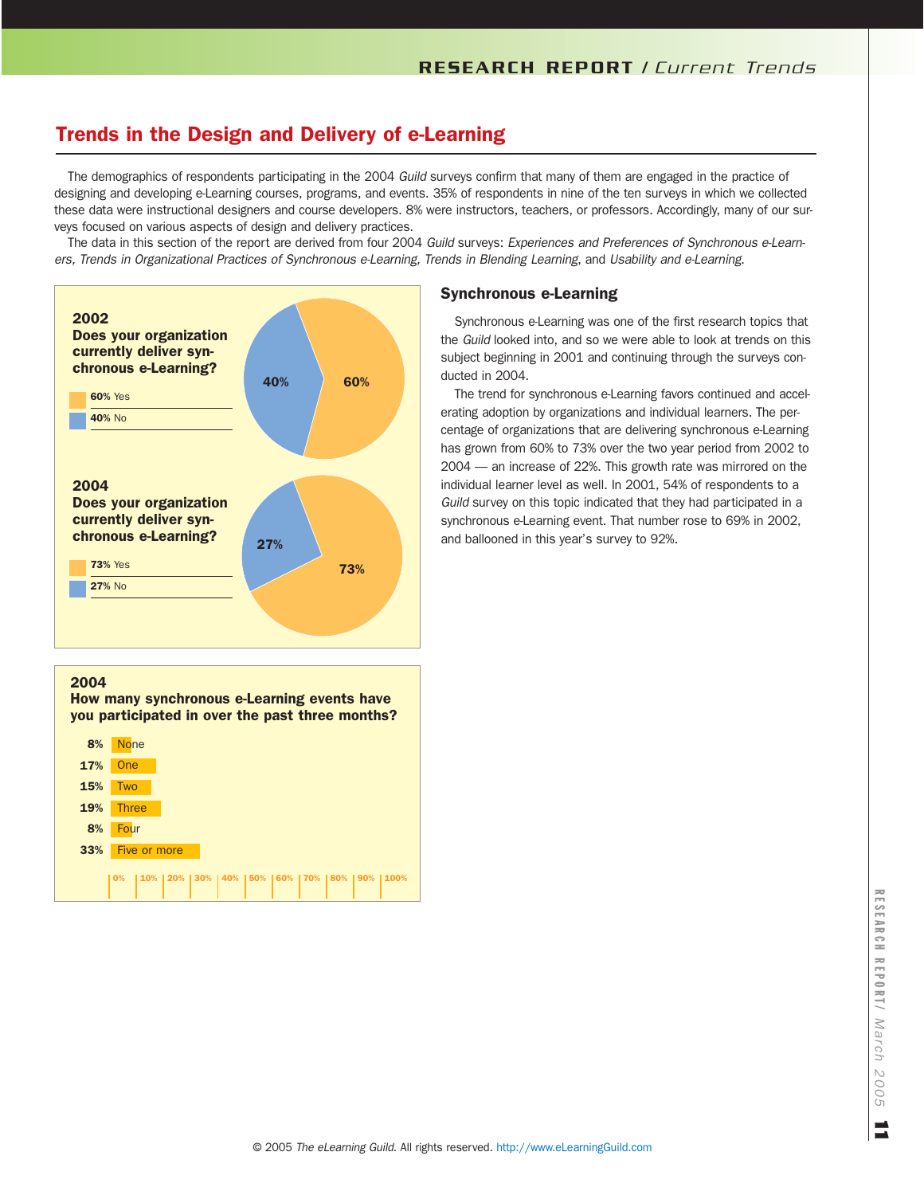## Trends in the Design and Delivery of e-Learning

The demographics of respondents participating in the 2004 *Guild* surveys confirm that many of them are engaged in the practice of designing and developing e-Learning courses, programs, and events. 35% of respondents in nine of the ten surveys in which we collected these data were instructional designers and course developers. 8% were instructors, teachers, or professors. Accordingly, many of our surveys focused on various aspects of design and delivery practices.

The data in this section of the report are derived from four 2004 *Guild* surveys: *Experiences and Preferences of Synchronous e-Learners, Trends in Organizational Practices of Synchronous e-Learning, Trends in Blending Learning,* and *Usability and e-Learning.*

**2002**
**Does your organization currently deliver synchronous e-Learning?**

- 60% Yes
- 40% No

**2004**
**Does your organization currently deliver synchronous e-Learning?**

- 73% Yes
- 27% No

**2004**
**How many synchronous e-Learning events have you participated in over the past three months?**

| Response | Percent |
|---|---|
| None | 8% |
| One | 17% |
| Two | 15% |
| Three | 19% |
| Four | 8% |
| Five or more | 33% |

### Synchronous e-Learning

Synchronous e-Learning was one of the first research topics that the *Guild* looked into, and so we were able to look at trends on this subject beginning in 2001 and continuing through the surveys conducted in 2004.

The trend for synchronous e-Learning favors continued and accelerating adoption by organizations and individual learners. The percentage of organizations that are delivering synchronous e-Learning has grown from 60% to 73% over the two year period from 2002 to 2004 — an increase of 22%. This growth rate was mirrored on the individual learner level as well. In 2001, 54% of respondents to a *Guild* survey on this topic indicated that they had participated in a synchronous e-Learning event. That number rose to 69% in 2002, and ballooned in this year's survey to 92%.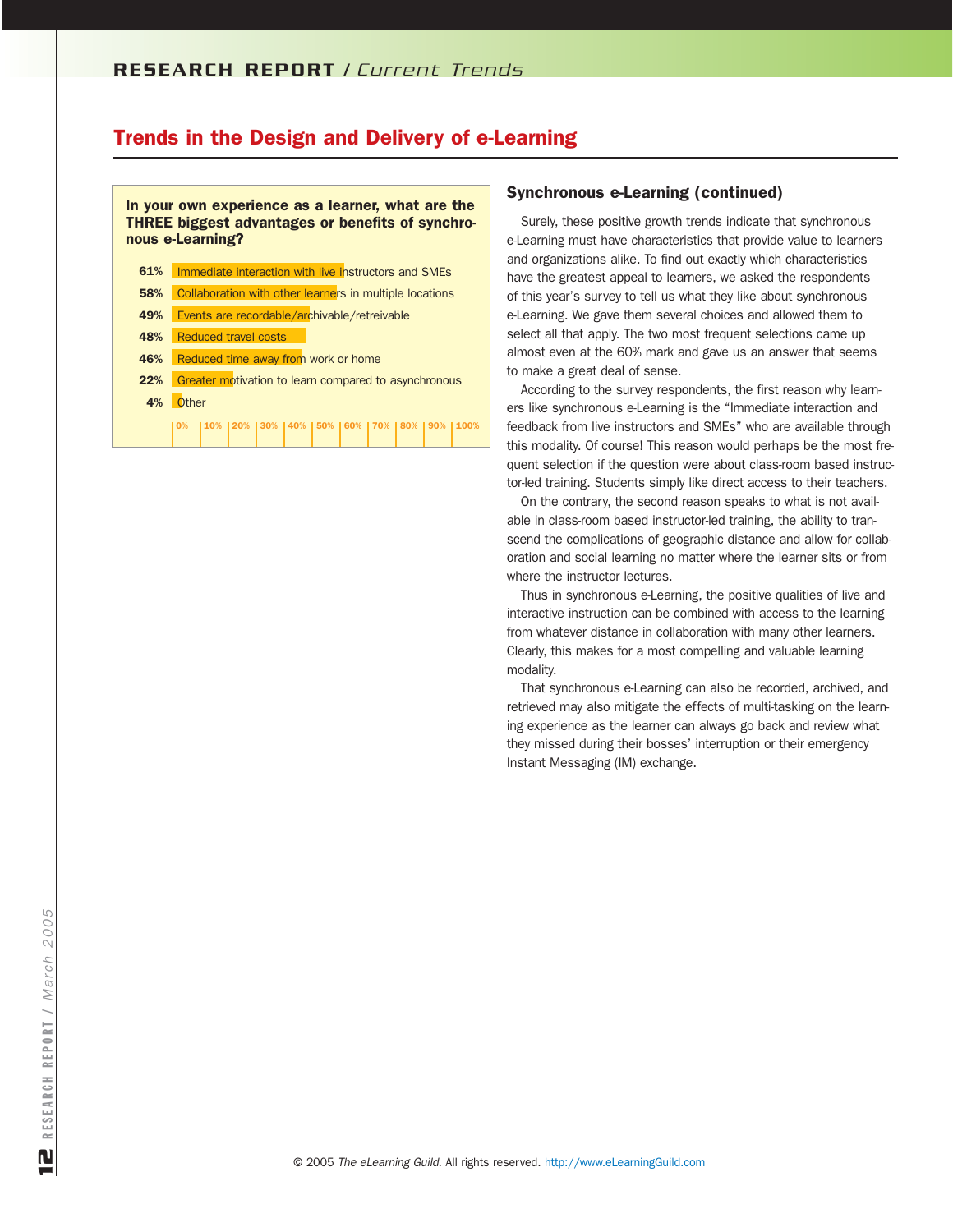## Trends in the Design and Delivery of e-Learning

**In your own experience as a learner, what are the THREE biggest advantages or benefits of synchronous e-Learning?**

| % | Response |
|---|---|
| 61% | Immediate interaction with live instructors and SMEs |
| 58% | Collaboration with other learners in multiple locations |
| 49% | Events are recordable/archivable/retreivable |
| 48% | Reduced travel costs |
| 46% | Reduced time away from work or home |
| 22% | Greater motivation to learn compared to asynchronous |
| 4% | Other |

### Synchronous e-Learning (continued)

Surely, these positive growth trends indicate that synchronous e-Learning must have characteristics that provide value to learners and organizations alike. To find out exactly which characteristics have the greatest appeal to learners, we asked the respondents of this year's survey to tell us what they like about synchronous e-Learning. We gave them several choices and allowed them to select all that apply. The two most frequent selections came up almost even at the 60% mark and gave us an answer that seems to make a great deal of sense.

According to the survey respondents, the first reason why learners like synchronous e-Learning is the "Immediate interaction and feedback from live instructors and SMEs" who are available through this modality. Of course! This reason would perhaps be the most frequent selection if the question were about class-room based instructor-led training. Students simply like direct access to their teachers.

On the contrary, the second reason speaks to what is not available in class-room based instructor-led training, the ability to transcend the complications of geographic distance and allow for collaboration and social learning no matter where the learner sits or from where the instructor lectures.

Thus in synchronous e-Learning, the positive qualities of live and interactive instruction can be combined with access to the learning from whatever distance in collaboration with many other learners. Clearly, this makes for a most compelling and valuable learning modality.

That synchronous e-Learning can also be recorded, archived, and retrieved may also mitigate the effects of multi-tasking on the learning experience as the learner can always go back and review what they missed during their bosses' interruption or their emergency Instant Messaging (IM) exchange.

© 2005 *The eLearning Guild.* All rights reserved. http://www.eLearningGuild.com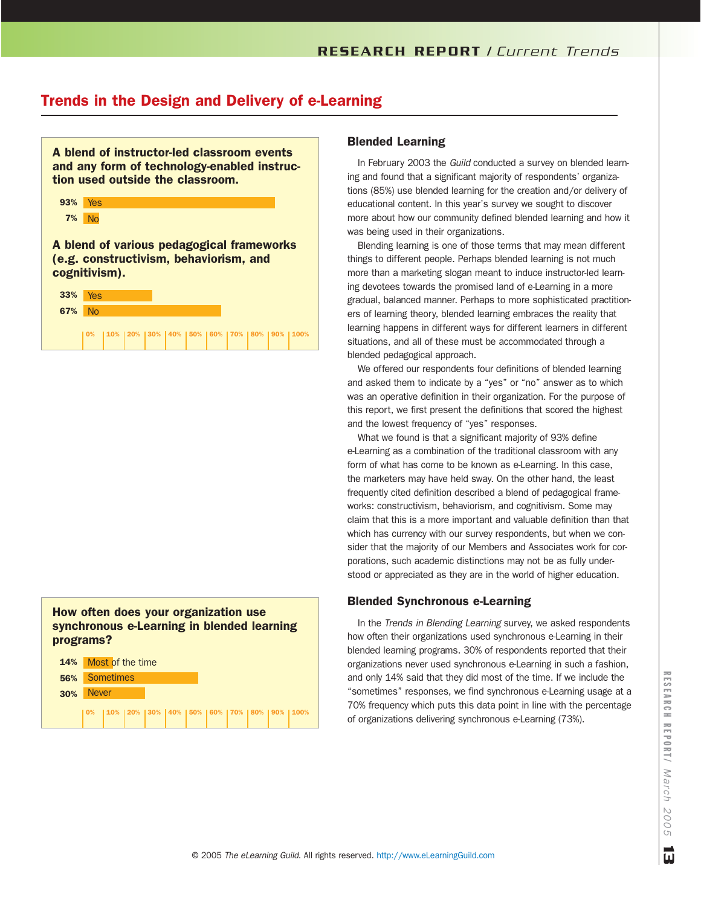## Trends in the Design and Delivery of e-Learning

**A blend of instructor-led classroom events and any form of technology-enabled instruction used outside the classroom.**

| Response | Percent |
|---|---|
| Yes | 93% |
| No | 7% |

**A blend of various pedagogical frameworks (e.g. constructivism, behaviorism, and cognitivism).**

| Response | Percent |
|---|---|
| Yes | 33% |
| No | 67% |

### Blended Learning

In February 2003 the *Guild* conducted a survey on blended learning and found that a significant majority of respondents' organizations (85%) use blended learning for the creation and/or delivery of educational content. In this year's survey we sought to discover more about how our community defined blended learning and how it was being used in their organizations.

Blending learning is one of those terms that may mean different things to different people. Perhaps blended learning is not much more than a marketing slogan meant to induce instructor-led learning devotees towards the promised land of e-Learning in a more gradual, balanced manner. Perhaps to more sophisticated practitioners of learning theory, blended learning embraces the reality that learning happens in different ways for different learners in different situations, and all of these must be accommodated through a blended pedagogical approach.

We offered our respondents four definitions of blended learning and asked them to indicate by a "yes" or "no" answer as to which was an operative definition in their organization. For the purpose of this report, we first present the definitions that scored the highest and the lowest frequency of "yes" responses.

What we found is that a significant majority of 93% define e-Learning as a combination of the traditional classroom with any form of what has come to be known as e-Learning. In this case, the marketers may have held sway. On the other hand, the least frequently cited definition described a blend of pedagogical frameworks: constructivism, behaviorism, and cognitivism. Some may claim that this is a more important and valuable definition than that which has currency with our survey respondents, but when we consider that the majority of our Members and Associates work for corporations, such academic distinctions may not be as fully understood or appreciated as they are in the world of higher education.

### Blended Synchronous e-Learning

**How often does your organization use synchronous e-Learning in blended learning programs?**

| Response | Percent |
|---|---|
| Most of the time | 14% |
| Sometimes | 56% |
| Never | 30% |

In the *Trends in Blending Learning* survey, we asked respondents how often their organizations used synchronous e-Learning in their blended learning programs. 30% of respondents reported that their organizations never used synchronous e-Learning in such a fashion, and only 14% said that they did most of the time. If we include the "sometimes" responses, we find synchronous e-Learning usage at a 70% frequency which puts this data point in line with the percentage of organizations delivering synchronous e-Learning (73%).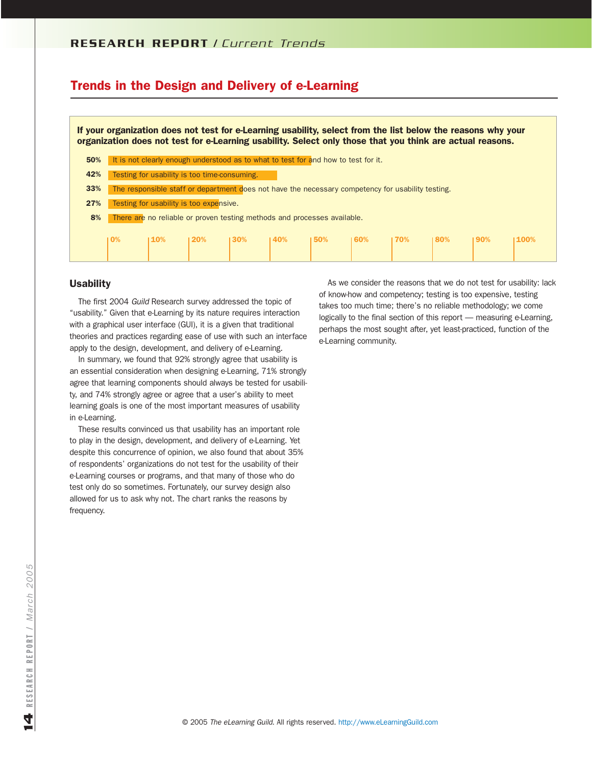## Trends in the Design and Delivery of e-Learning

**If your organization does not test for e-Learning usability, select from the list below the reasons why your organization does not test for e-Learning usability. Select only those that you think are actual reasons.**

| % | Reason |
|---|---|
| 50% | It is not clearly enough understood as to what to test for and how to test for it. |
| 42% | Testing for usability is too time-consuming. |
| 33% | The responsible staff or department does not have the necessary competency for usability testing. |
| 27% | Testing for usability is too expensive. |
| 8% | There are no reliable or proven testing methods and processes available. |

### Usability

The first 2004 *Guild* Research survey addressed the topic of "usability." Given that e-Learning by its nature requires interaction with a graphical user interface (GUI), it is a given that traditional theories and practices regarding ease of use with such an interface apply to the design, development, and delivery of e-Learning.

In summary, we found that 92% strongly agree that usability is an essential consideration when designing e-Learning, 71% strongly agree that learning components should always be tested for usability, and 74% strongly agree or agree that a user's ability to meet learning goals is one of the most important measures of usability in e-Learning.

These results convinced us that usability has an important role to play in the design, development, and delivery of e-Learning. Yet despite this concurrence of opinion, we also found that about 35% of respondents' organizations do not test for the usability of their e-Learning courses or programs, and that many of those who do test only do so sometimes. Fortunately, our survey design also allowed for us to ask why not. The chart ranks the reasons by frequency.

As we consider the reasons that we do not test for usability: lack of know-how and competency; testing is too expensive, testing takes too much time; there's no reliable methodology; we come logically to the final section of this report — measuring e-Learning, perhaps the most sought after, yet least-practiced, function of the e-Learning community.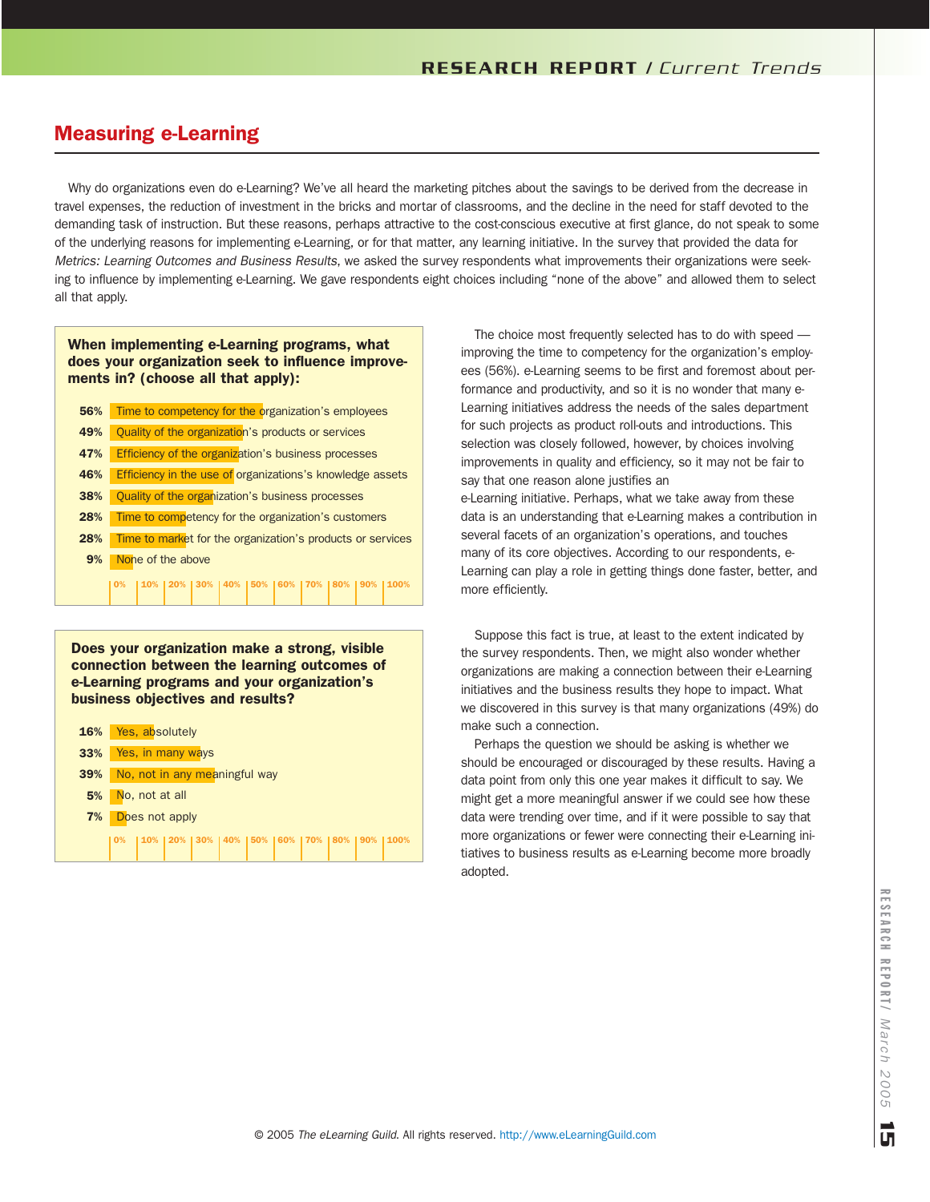## Measuring e-Learning

Why do organizations even do e-Learning? We've all heard the marketing pitches about the savings to be derived from the decrease in travel expenses, the reduction of investment in the bricks and mortar of classrooms, and the decline in the need for staff devoted to the demanding task of instruction. But these reasons, perhaps attractive to the cost-conscious executive at first glance, do not speak to some of the underlying reasons for implementing e-Learning, or for that matter, any learning initiative. In the survey that provided the data for *Metrics: Learning Outcomes and Business Results*, we asked the survey respondents what improvements their organizations were seeking to influence by implementing e-Learning. We gave respondents eight choices including "none of the above" and allowed them to select all that apply.

**When implementing e-Learning programs, what does your organization seek to influence improvements in? (choose all that apply):**

| % | Response |
|---|---|
| 56% | Time to competency for the organization's employees |
| 49% | Quality of the organization's products or services |
| 47% | Efficiency of the organization's business processes |
| 46% | Efficiency in the use of organizations's knowledge assets |
| 38% | Quality of the organization's business processes |
| 28% | Time to competency for the organization's customers |
| 28% | Time to market for the organization's products or services |
| 9% | None of the above |

The choice most frequently selected has to do with speed — improving the time to competency for the organization's employees (56%). e-Learning seems to be first and foremost about performance and productivity, and so it is no wonder that many e-Learning initiatives address the needs of the sales department for such projects as product roll-outs and introductions. This selection was closely followed, however, by choices involving improvements in quality and efficiency, so it may not be fair to say that one reason alone justifies an e-Learning initiative. Perhaps, what we take away from these data is an understanding that e-Learning makes a contribution in several facets of an organization's operations, and touches many of its core objectives. According to our respondents, e-Learning can play a role in getting things done faster, better, and more efficiently.

**Does your organization make a strong, visible connection between the learning outcomes of e-Learning programs and your organization's business objectives and results?**

| % | Response |
|---|---|
| 16% | Yes, absolutely |
| 33% | Yes, in many ways |
| 39% | No, not in any meaningful way |
| 5% | No, not at all |
| 7% | Does not apply |

Suppose this fact is true, at least to the extent indicated by the survey respondents. Then, we might also wonder whether organizations are making a connection between their e-Learning initiatives and the business results they hope to impact. What we discovered in this survey is that many organizations (49%) do make such a connection.

Perhaps the question we should be asking is whether we should be encouraged or discouraged by these results. Having a data point from only this one year makes it difficult to say. We might get a more meaningful answer if we could see how these data were trending over time, and if it were possible to say that more organizations or fewer were connecting their e-Learning initiatives to business results as e-Learning become more broadly adopted.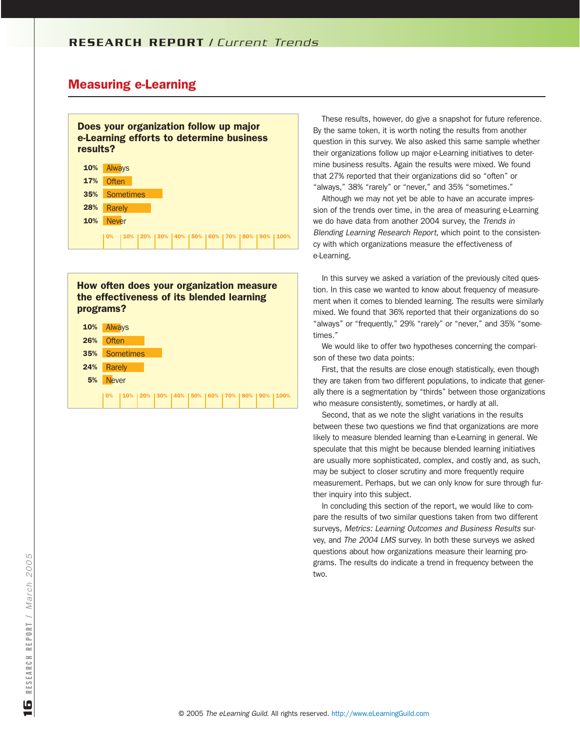## Measuring e-Learning

**Does your organization follow up major e-Learning efforts to determine business results?**

| Response | Percentage |
|---|---|
| Always | 10% |
| Often | 17% |
| Sometimes | 35% |
| Rarely | 28% |
| Never | 10% |

**How often does your organization measure the effectiveness of its blended learning programs?**

| Response | Percentage |
|---|---|
| Always | 10% |
| Often | 26% |
| Sometimes | 35% |
| Rarely | 24% |
| Never | 5% |

These results, however, do give a snapshot for future reference. By the same token, it is worth noting the results from another question in this survey. We also asked this same sample whether their organizations follow up major e-Learning initiatives to determine business results. Again the results were mixed. We found that 27% reported that their organizations did so "often" or "always," 38% "rarely" or "never," and 35% "sometimes."

Although we may not yet be able to have an accurate impression of the trends over time, in the area of measuring e-Learning we do have data from another 2004 survey, the *Trends in Blending Learning Research Report*, which point to the consistency with which organizations measure the effectiveness of e-Learning.

In this survey we asked a variation of the previously cited question. In this case we wanted to know about frequency of measurement when it comes to blended learning. The results were similarly mixed. We found that 36% reported that their organizations do so "always" or "frequently," 29% "rarely" or "never," and 35% "sometimes."

We would like to offer two hypotheses concerning the comparison of these two data points:

First, that the results are close enough statistically, even though they are taken from two different populations, to indicate that generally there is a segmentation by "thirds" between those organizations who measure consistently, sometimes, or hardly at all.

Second, that as we note the slight variations in the results between these two questions we find that organizations are more likely to measure blended learning than e-Learning in general. We speculate that this might be because blended learning initiatives are usually more sophisticated, complex, and costly and, as such, may be subject to closer scrutiny and more frequently require measurement. Perhaps, but we can only know for sure through further inquiry into this subject.

In concluding this section of the report, we would like to compare the results of two similar questions taken from two different surveys, *Metrics: Learning Outcomes and Business Results* survey, and *The 2004 LMS* survey. In both these surveys we asked questions about how organizations measure their learning programs. The results do indicate a trend in frequency between the two.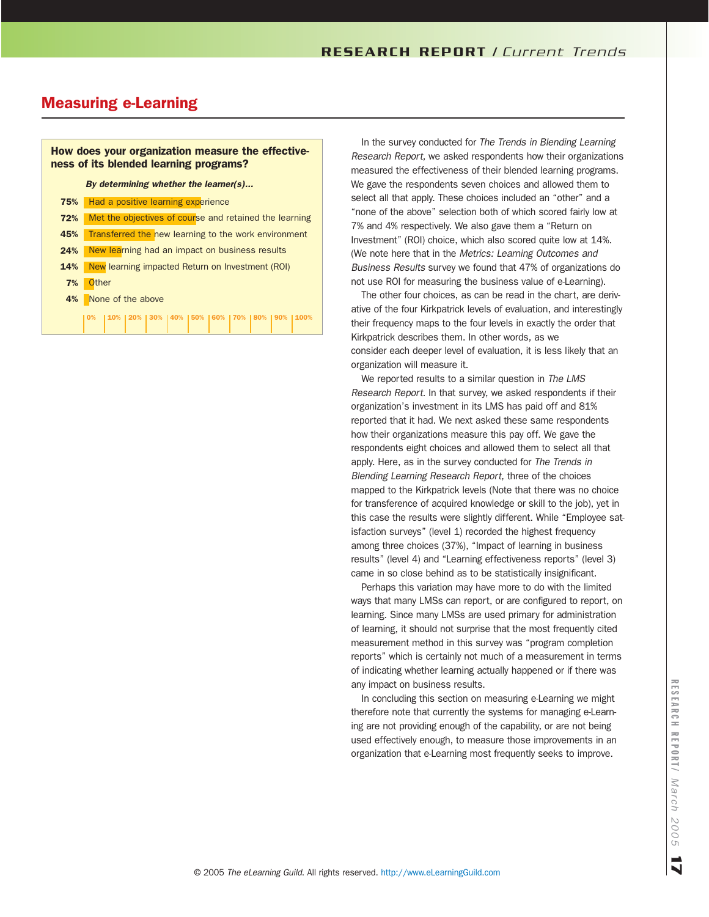## Measuring e-Learning

**How does your organization measure the effectiveness of its blended learning programs?**

***By determining whether the learner(s)…***

| % | Response |
|---|---|
| 75% | Had a positive learning experience |
| 72% | Met the objectives of course and retained the learning |
| 45% | Transferred the new learning to the work environment |
| 24% | New learning had an impact on business results |
| 14% | New learning impacted Return on Investment (ROI) |
| 7% | Other |
| 4% | None of the above |

In the survey conducted for *The Trends in Blending Learning Research Report*, we asked respondents how their organizations measured the effectiveness of their blended learning programs. We gave the respondents seven choices and allowed them to select all that apply. These choices included an "other" and a "none of the above" selection both of which scored fairly low at 7% and 4% respectively. We also gave them a "Return on Investment" (ROI) choice, which also scored quite low at 14%. (We note here that in the *Metrics: Learning Outcomes and Business Results* survey we found that 47% of organizations do not use ROI for measuring the business value of e-Learning).

The other four choices, as can be read in the chart, are derivative of the four Kirkpatrick levels of evaluation, and interestingly their frequency maps to the four levels in exactly the order that Kirkpatrick describes them. In other words, as we consider each deeper level of evaluation, it is less likely that an organization will measure it.

We reported results to a similar question in *The LMS Research Report*. In that survey, we asked respondents if their organization's investment in its LMS has paid off and 81% reported that it had. We next asked these same respondents how their organizations measure this pay off. We gave the respondents eight choices and allowed them to select all that apply. Here, as in the survey conducted for *The Trends in Blending Learning Research Report*, three of the choices mapped to the Kirkpatrick levels (Note that there was no choice for transference of acquired knowledge or skill to the job), yet in this case the results were slightly different. While "Employee satisfaction surveys" (level 1) recorded the highest frequency among three choices (37%), "Impact of learning in business results" (level 4) and "Learning effectiveness reports" (level 3) came in so close behind as to be statistically insignificant.

Perhaps this variation may have more to do with the limited ways that many LMSs can report, or are configured to report, on learning. Since many LMSs are used primary for administration of learning, it should not surprise that the most frequently cited measurement method in this survey was "program completion reports" which is certainly not much of a measurement in terms of indicating whether learning actually happened or if there was any impact on business results.

In concluding this section on measuring e-Learning we might therefore note that currently the systems for managing e-Learning are not providing enough of the capability, or are not being used effectively enough, to measure those improvements in an organization that e-Learning most frequently seeks to improve.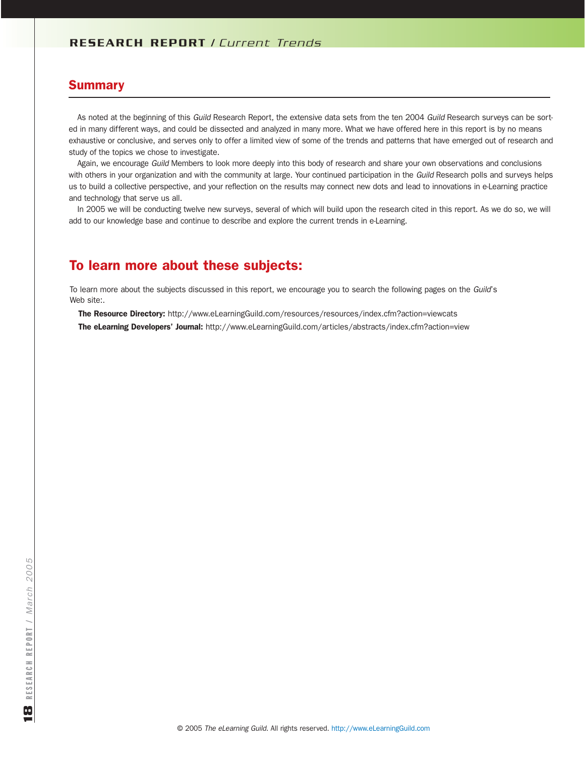## Summary

As noted at the beginning of this *Guild* Research Report, the extensive data sets from the ten 2004 *Guild* Research surveys can be sorted in many different ways, and could be dissected and analyzed in many more. What we have offered here in this report is by no means exhaustive or conclusive, and serves only to offer a limited view of some of the trends and patterns that have emerged out of research and study of the topics we chose to investigate.

Again, we encourage *Guild* Members to look more deeply into this body of research and share your own observations and conclusions with others in your organization and with the community at large. Your continued participation in the *Guild* Research polls and surveys helps us to build a collective perspective, and your reflection on the results may connect new dots and lead to innovations in e-Learning practice and technology that serve us all.

In 2005 we will be conducting twelve new surveys, several of which will build upon the research cited in this report. As we do so, we will add to our knowledge base and continue to describe and explore the current trends in e-Learning.

## To learn more about these subjects:

To learn more about the subjects discussed in this report, we encourage you to search the following pages on the *Guild*'s Web site:.

**The Resource Directory:** http://www.eLearningGuild.com/resources/resources/index.cfm?action=viewcats

**The eLearning Developers' Journal:** http://www.eLearningGuild.com/articles/abstracts/index.cfm?action=view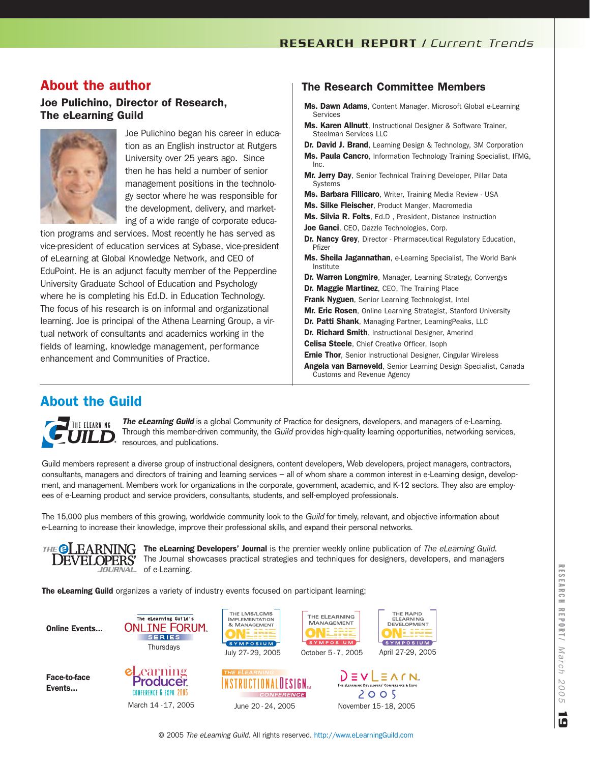## About the author

### Joe Pulichino, Director of Research, The eLearning Guild

Joe Pulichino began his career in education as an English instructor at Rutgers University over 25 years ago. Since then he has held a number of senior management positions in the technology sector where he was responsible for the development, delivery, and marketing of a wide range of corporate education programs and services. Most recently he has served as vice-president of education services at Sybase, vice-president of eLearning at Global Knowledge Network, and CEO of EduPoint. He is an adjunct faculty member of the Pepperdine University Graduate School of Education and Psychology where he is completing his Ed.D. in Education Technology. The focus of his research is on informal and organizational learning. Joe is principal of the Athena Learning Group, a virtual network of consultants and academics working in the fields of learning, knowledge management, performance enhancement and Communities of Practice.

## The Research Committee Members

- **Ms. Dawn Adams**, Content Manager, Microsoft Global e-Learning Services
- **Ms. Karen Allnutt**, Instructional Designer & Software Trainer, Steelman Services LLC
- **Dr. David J. Brand**, Learning Design & Technology, 3M Corporation
- **Ms. Paula Cancro**, Information Technology Training Specialist, IFMG, Inc.
- **Mr. Jerry Day**, Senior Technical Training Developer, Pillar Data Systems
- **Ms. Barbara Fillicaro**, Writer, Training Media Review - USA
- **Ms. Silke Fleischer**, Product Manger, Macromedia
- **Ms. Silvia R. Folts**, Ed.D , President, Distance Instruction
- **Joe Ganci**, CEO, Dazzle Technologies, Corp.
- **Dr. Nancy Grey**, Director - Pharmaceutical Regulatory Education, Pfizer
- **Ms. Sheila Jagannathan**, e-Learning Specialist, The World Bank Institute
- **Dr. Warren Longmire**, Manager, Learning Strategy, Convergys
- **Dr. Maggie Martinez**, CEO, The Training Place
- **Frank Nyguen**, Senior Learning Technologist, Intel
- **Mr. Eric Rosen**, Online Learning Strategist, Stanford University
- **Dr. Patti Shank**, Managing Partner, LearningPeaks, LLC
- **Dr. Richard Smith**, Instructional Designer, Amerind
- **Celisa Steele**, Chief Creative Officer, Isoph
- **Ernie Thor**, Senior Instructional Designer, Cingular Wireless
- **Angela van Barneveld**, Senior Learning Design Specialist, Canada Customs and Revenue Agency

## About the Guild

***The eLearning Guild*** is a global Community of Practice for designers, developers, and managers of e-Learning. Through this member-driven community, the *Guild* provides high-quality learning opportunities, networking services, resources, and publications.

Guild members represent a diverse group of instructional designers, content developers, Web developers, project managers, contractors, consultants, managers and directors of training and learning services – all of whom share a common interest in e-Learning design, development, and management. Members work for organizations in the corporate, government, academic, and K-12 sectors. They also are employees of e-Learning product and service providers, consultants, students, and self-employed professionals.

The 15,000 plus members of this growing, worldwide community look to the *Guild* for timely, relevant, and objective information about e-Learning to increase their knowledge, improve their professional skills, and expand their personal networks.

**The eLearning Developers' Journal** is the premier weekly online publication of *The eLearning Guild.* The Journal showcases practical strategies and techniques for designers, developers, and managers of e-Learning.

**The eLearning Guild** organizes a variety of industry events focused on participant learning:

**Online Events...**

- The eLearning Guild's Online Forum Series — Thursdays
- The LMS/LCMS Implementation & Management Online Symposium — July 27-29, 2005
- The eLearning Management Online Symposium — October 5 - 7, 2005
- The Rapid eLearning Development Online Symposium — April 27-29, 2005

**Face-to-face Events...**

- eLearning Producer Conference & Expo 2005 — March 14 -17, 2005
- The eLearning Instructional Design Conference — June 20 - 24, 2005
- DevLearn: The eLearning Developers' Conference & Expo 2005 — November 15-18, 2005

© 2005 *The eLearning Guild.* All rights reserved. http://www.eLearningGuild.com